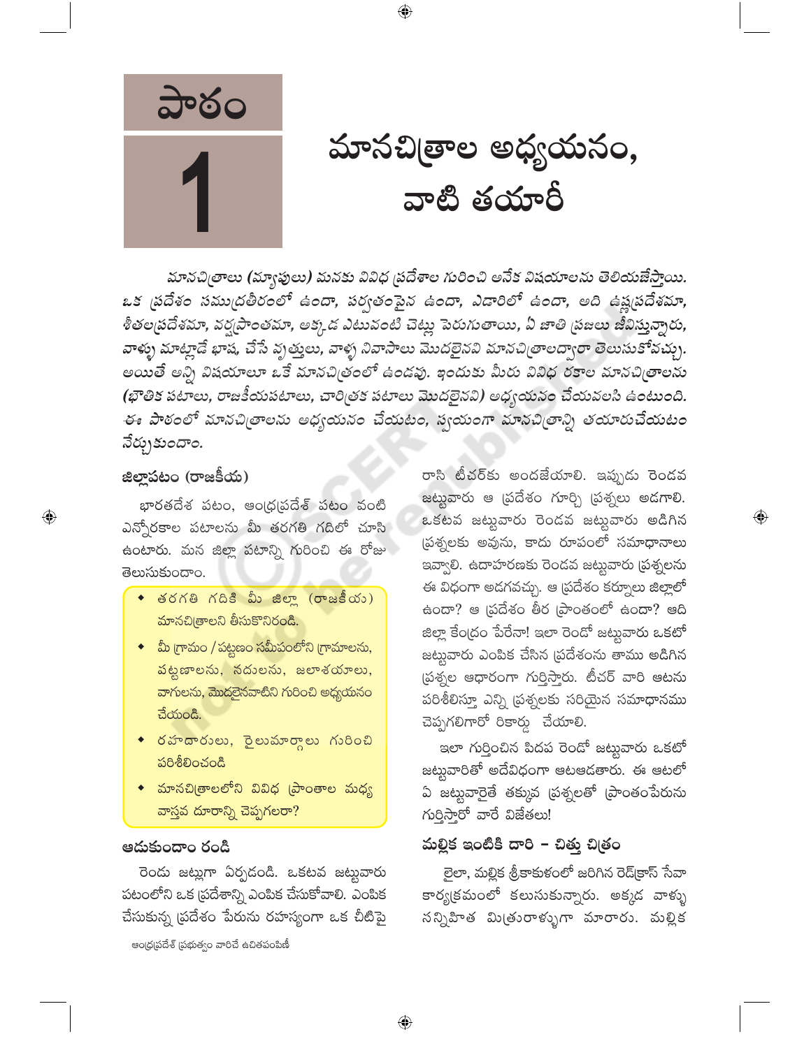# పాఠం 1

# మానచిత్రాల అధ్యయనం, వాటి తయారీ

*మానచిత్రాలు (మ్యాపులు) మనకు వివిధ ప్రదేశాల గురించి అనేక విషయాలను తెలియజేస్తాయి. ఒక ప్రదేశం సముద్రతీరంలో ఉందా, పర్వతంపైన ఉందా, ఎడారిలో ఉందా, అది ఉష్ణప్రదేశమా, శీతలప్రదేశమా, వర్షప్రాంతమా, అక్కడ ఎటువంటి చెట్లు పెరుగుతాయి, ఏ జాతి ప్రజలు జీవిస్తున్నారు, వాళ్ళు మాట్లాడే భాష, చేసే వృత్తులు, వాళ్ళ నివాసాలు మొదలైనవి మానచిత్రాలద్వారా తెలుసుకోవచ్చు. అయితే అన్ని విషయాలూ ఒకే మానచిత్రంలో ఉండవు. ఇందుకు మీరు వివిధ రకాల మానచిత్రాలను (భౌతిక పటాలు, రాజకీయపటాలు, చారిత్రక పటాలు మొదలైనవి) అధ్యయనం చేయవలసి ఉంటుంది. ఈ పాఠంలో మానచిత్రాలను అధ్యయనం చేయటం, స్వయంగా మానచిత్రాన్ని తయారుచేయటం నేర్చుకుందాం.*

## జిల్లాపటం (రాజకీయ)

భారతదేశ పటం, ఆంధ్రప్రదేశ్ పటం వంటి ఎన్నోరకాల పటాలను మీ తరగతి గదిలో చూసి ఉంటారు. మన జిల్లా పటాన్ని గురించి ఈ రోజు తెలుసుకుందాం.

- తరగతి గదికి మీ జిల్లా (రాజకీయ) మానచిత్రాలని తీసుకొనిరండి.
- మీ గ్రామం / పట్టణం సమీపంలోని గ్రామాలను, పట్టణాలను, నదులను, జలాశయాలు, వాగులను, మొదలైనవాటిని గురించి అధ్యయనం చేయండి.
- రహదారులు, రైలుమార్గాలు గురించి పరిశీలించండి
- మానచిత్రాలలోని వివిధ ప్రాంతాల మధ్య వాస్తవ దూరాన్ని చెప్పగలరా?

## ఆడుకుందాం రండి

రెండు జట్లుగా ఏర్పడండి. ఒకటవ జట్టువారు పటంలోని ఒక ప్రదేశాన్ని ఎంపిక చేసుకోవాలి. ఎంపిక చేసుకున్న ప్రదేశం పేరును రహస్యంగా ఒక చీటిపై రాసి టీచర్‌కు అందజేయాలి. ఇప్పుడు రెండవ జట్టువారు ఆ ప్రదేశం గూర్చి ప్రశ్నలు అడగాలి. ఒకటవ జట్టువారు రెండవ జట్టువారు అడిగిన ప్రశ్నలకు అవును, కాదు రూపంలో సమాధానాలు ఇవ్వాలి. ఉదాహరణకు రెండవ జట్టువారు ప్రశ్నలను ఈ విధంగా అడగవచ్చు. ఆ ప్రదేశం కర్నూలు జిల్లాలో ఉందా? ఆ ప్రదేశం తీర ప్రాంతంలో ఉందా? అది జిల్లా కేంద్రం పేరేనా! ఇలా రెండో జట్టువారు ఒకటో జట్టువారు ఎంపిక చేసిన ప్రదేశంను తాము అడిగిన ప్రశ్నల ఆధారంగా గుర్తిస్తారు. టీచర్ వారి ఆటను పరిశీలిస్తూ ఎన్ని ప్రశ్నలకు సరియైన సమాధానము చెప్పగలిగారో రికార్డు చేయాలి.

ఇలా గుర్తించిన పిదప రెండో జట్టువారు ఒకటో జట్టువారితో అదేవిధంగా ఆటఆడతారు. ఈ ఆటలో ఏ జట్టువారైతే తక్కువ ప్రశ్నలతో ప్రాంతంపేరును గుర్తిస్తారో వారే విజేతలు!

## మల్లిక ఇంటికి దారి – చిత్తు చిత్రం

లైలా, మల్లిక శ్రీకాకుళంలో జరిగిన రెడ్‌క్రాస్ సేవా కార్యక్రమంలో కలుసుకున్నారు. అక్కడ వాళ్ళు సన్నిహిత మిత్రురాళ్ళుగా మారారు. మల్లిక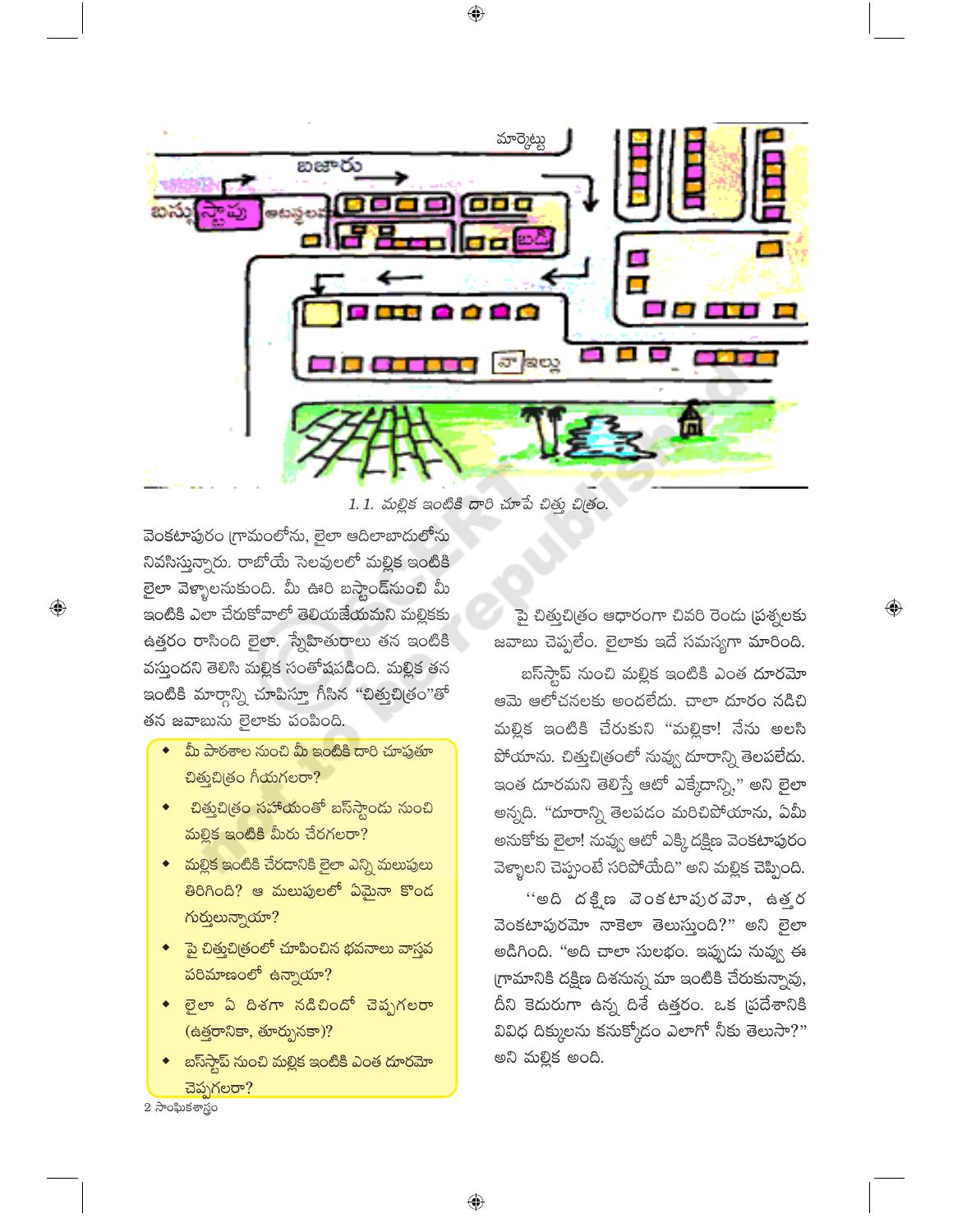1.1. మల్లిక ఇంటికి దారి చూపే చిత్తు చిత్రం.

వెంకటాపురం గ్రామంలోను, లైలా ఆదిలాబాదులోను నివసిస్తున్నారు. రాబోయే సెలవులలో మల్లిక ఇంటికి లైలా వెళ్ళాలనుకుంది. మీ ఊరి బస్టాండ్‌నుంచి మీ ఇంటికి ఎలా చేరుకోవాలో తెలియజేయమని మల్లికకు ఉత్తరం రాసింది లైలా. స్నేహితురాలు తన ఇంటికి వస్తుందని తెలిసి మల్లిక సంతోషపడింది. మల్లిక తన ఇంటికి మార్గాన్ని చూపిస్తూ గీసిన "చిత్తుచిత్రం"తో తన జవాబును లైలాకు పంపింది.

- మీ పాఠశాల నుంచి మీ ఇంటికి దారి చూపుతూ చిత్తుచిత్రం గీయగలరా?
- చిత్తుచిత్రం సహాయంతో బస్టాండు నుంచి మల్లిక ఇంటికి మీరు చేరగలరా?
- మల్లిక ఇంటికి చేరడానికి లైలా ఎన్ని మలుపులు తిరిగింది? ఆ మలుపులలో ఏమైనా కొంద గుర్తులున్నాయా?
- పై చిత్తుచిత్రంలో చూపించిన భవనాలు వాస్తవ పరిమాణంలో ఉన్నాయా?
- లైలా ఏ దిశగా నడిచిందో చెప్పగలరా (ఉత్తరానికా, తూర్పునకా)?
- బస్‌స్టాప్ నుంచి మల్లిక ఇంటికి ఎంత దూరమో చెప్పగలరా?

పై చిత్తుచిత్రం ఆధారంగా చివరి రెండు ప్రశ్నలకు జవాబు చెప్పలేం. లైలాకు ఇదే సమస్యగా మారింది.

బస్‌స్టాప్ నుంచి మల్లిక ఇంటికి ఎంత దూరమో ఆమె ఆలోచనలకు అందలేదు. చాలా దూరం నడిచి మల్లిక ఇంటికి చేరుకుని "మల్లికా! నేను అలసి పోయాను. చిత్తుచిత్రంలో నువ్వు దూరాన్ని తెలపలేదు. ఇంత దూరమని తెలిస్తే ఆటో ఎక్కేదాన్ని," అని లైలా అన్నది. "దూరాన్ని తెలపడం మరిచిపోయాను, ఏమీ అనుకోకు లైలా! నువ్వు ఆటో ఎక్కి దక్షిణ వెంకటాపురం వెళ్ళాలని చెప్పుంటే సరిపోయేది" అని మల్లిక చెప్పింది.

"అది దక్షిణ వెంకటాపురమో, ఉత్తర వెంకటాపురమో నాకెలా తెలుస్తుంది?" అని లైలా అడిగింది. "అది చాలా సులభం. ఇప్పుడు నువ్వు ఈ గ్రామానికి దక్షిణ దిశనున్న మా ఇంటికి చేరుకున్నావు, దీని కెదురుగా ఉన్న దిశే ఉత్తరం. ఒక ప్రదేశానికి వివిధ దిక్కులను కనుక్కోడం ఎలాగో నీకు తెలుసా?" అని మల్లిక అంది.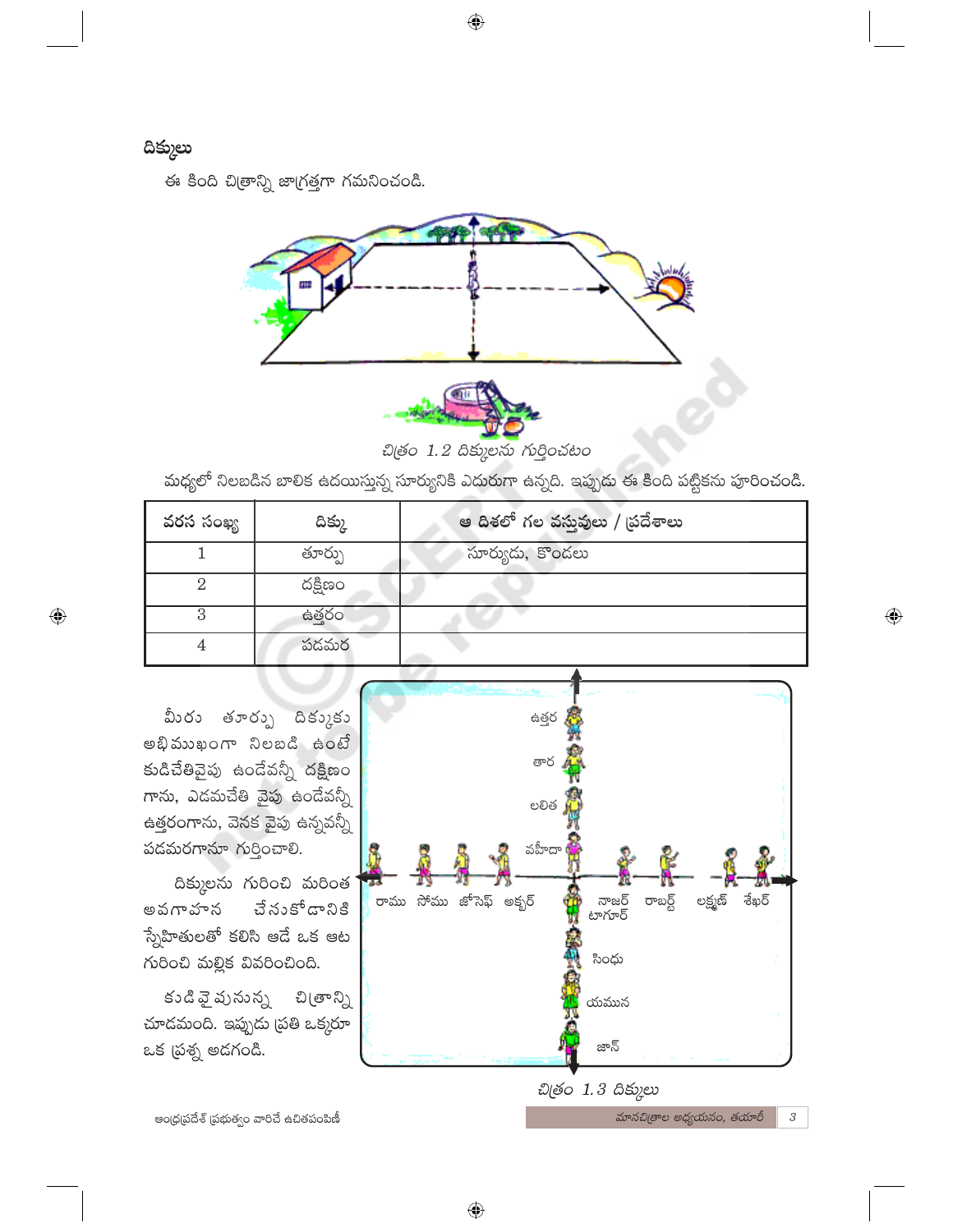## దిక్కులు

ఈ కింది చిత్రాన్ని జాగ్రత్తగా గమనించండి.

చిత్రం 1.2 దిక్కులను గుర్తించటం

మధ్యలో నిలబడిన బాలిక ఉదయిస్తున్న సూర్యునికి ఎదురుగా ఉన్నది. ఇప్పుడు ఈ కింది పట్టికను పూరించండి.

| వరస సంఖ్య | దిక్కు | ఆ దిశలో గల వస్తువులు / ప్రదేశాలు |
|---|---|---|
| 1 | తూర్పు | సూర్యుడు, కొండలు |
| 2 | దక్షిణం | |
| 3 | ఉత్తరం | |
| 4 | పడమర | |

మీరు తూర్పు దిక్కుకు అభిముఖంగా నిలబడి ఉంటే కుడిచేతివైపు ఉండేవన్నీ దక్షిణం గాను, ఎడమచేతి వైపు ఉండేవన్నీ ఉత్తరంగాను, వెనక వైపు ఉన్నవన్నీ పడమరగానూ గుర్తించాలి.

దిక్కులను గురించి మరింత అవగాహన చేసుకోడానికి స్నేహితులతో కలిసి ఆడే ఒక ఆట గురించి మల్లిక వివరించింది.

కుడివైపునున్న చిత్రాన్ని చూడమంది. ఇప్పుడు ప్రతి ఒక్కరూ ఒక ప్రశ్న అడగండి.

చిత్రం 1.3 దిక్కులు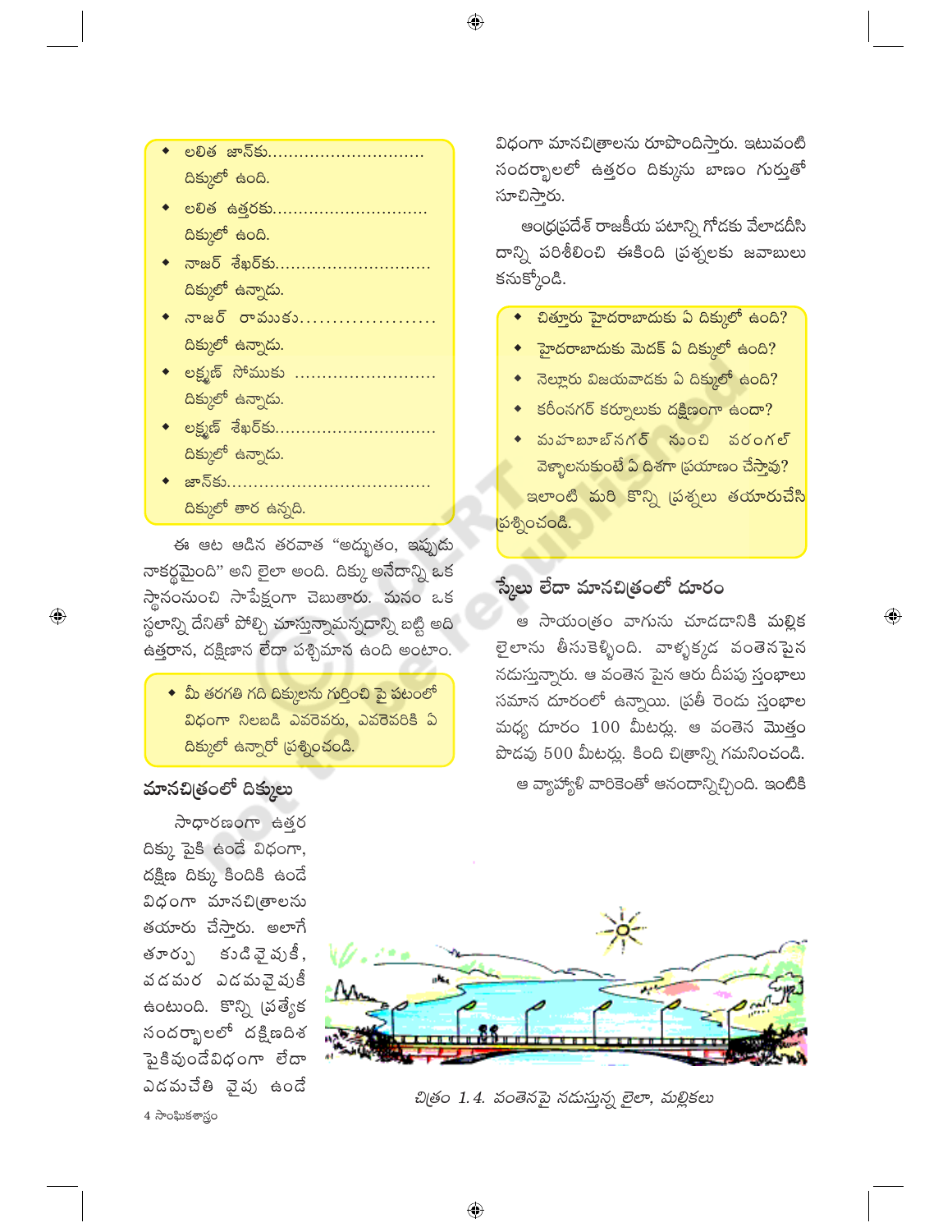- లలిత జాన్‌కు............................ దిక్కులో ఉంది.
- లలిత ఉత్తరకు............................ దిక్కులో ఉంది.
- నాజర్ శేఖర్‌కు............................ దిక్కులో ఉన్నాడు.
- నాజర్ రాముకు.................... దిక్కులో ఉన్నాడు.
- లక్ష్మణ్ సోముకు ........................ దిక్కులో ఉన్నాడు.
- లక్ష్మణ్ శేఖర్‌కు............................ దిక్కులో ఉన్నాడు.
- జాన్‌కు.................................... దిక్కులో తార ఉన్నది.

ఈ ఆట ఆడిన తరవాత "అద్భుతం, ఇప్పుడు నాకర్థమైంది" అని లైలా అంది. దిక్కు అనేదాన్ని ఒక స్థానంనుంచి సాపేక్షంగా చెబుతారు. మనం ఒక స్థలాన్ని దేనితో పోల్చి చూస్తున్నామన్నదాన్ని బట్టి అది ఉత్తరాన, దక్షిణాన లేదా పశ్చిమాన ఉంది అంటాం.

- మీ తరగతి గది దిక్కులను గుర్తించి పై పటంలో విధంగా నిలబడి ఎవరెవరు, ఎవరెవరికి ఏ దిక్కులో ఉన్నారో ప్రశ్నించండి.

## మానచిత్రంలో దిక్కులు

సాధారణంగా ఉత్తర దిక్కు పైకి ఉండే విధంగా, దక్షిణ దిక్కు కిందికి ఉండే విధంగా మానచిత్రాలను తయారు చేస్తారు. అలాగే తూర్పు కుడివైపుకీ, పడమర ఎడమవైపుకీ ఉంటుంది. కొన్ని ప్రత్యేక సందర్భాలలో దక్షిణదిశ పైకివుండేవిధంగా లేదా ఎడమచేతి వైపు ఉండే విధంగా మానచిత్రాలను రూపొందిస్తారు. ఇటువంటి సందర్భాలలో ఉత్తరం దిక్కును బాణం గుర్తుతో సూచిస్తారు.

ఆంధ్రప్రదేశ్ రాజకీయ పటాన్ని గోడకు వేలాడదీసి దాన్ని పరిశీలించి ఈకింది ప్రశ్నలకు జవాబులు కనుక్కోండి.

- చిత్తూరు హైదరాబాదుకు ఏ దిక్కులో ఉంది?
- హైదరాబాదుకు మెదక్ ఏ దిక్కులో ఉంది?
- నెల్లూరు విజయవాడకు ఏ దిక్కులో ఉంది?
- కరీంనగర్ కర్నూలుకు దక్షిణంగా ఉందా?
- మహబూబ్‌నగర్ నుంచి వరంగల్ వెళ్ళాలనుకుంటే ఏ దిశగా ప్రయాణం చేస్తావు?

ఇలాంటి మరి కొన్ని ప్రశ్నలు తయారుచేసి ప్రశ్నించండి.

## స్కేలు లేదా మానచిత్రంలో దూరం

ఆ సాయంత్రం వాగును చూడడానికి మల్లిక లైలాను తీసుకెళ్ళింది. వాళ్ళక్కడ వంతెనపైన నడుస్తున్నారు. ఆ వంతెన పైన ఆరు దీపపు స్తంభాలు సమాన దూరంలో ఉన్నాయి. ప్రతీ రెండు స్తంభాల మధ్య దూరం 100 మీటర్లు. ఆ వంతెన మొత్తం పొడవు 500 మీటర్లు. కింది చిత్రాన్ని గమనించండి.

ఆ వ్యాహ్యాళి వారికెంతో ఆనందాన్నిచ్చింది. ఇంటికి

చిత్రం 1.4. వంతెనపై నడుస్తున్న లైలా, మల్లికలు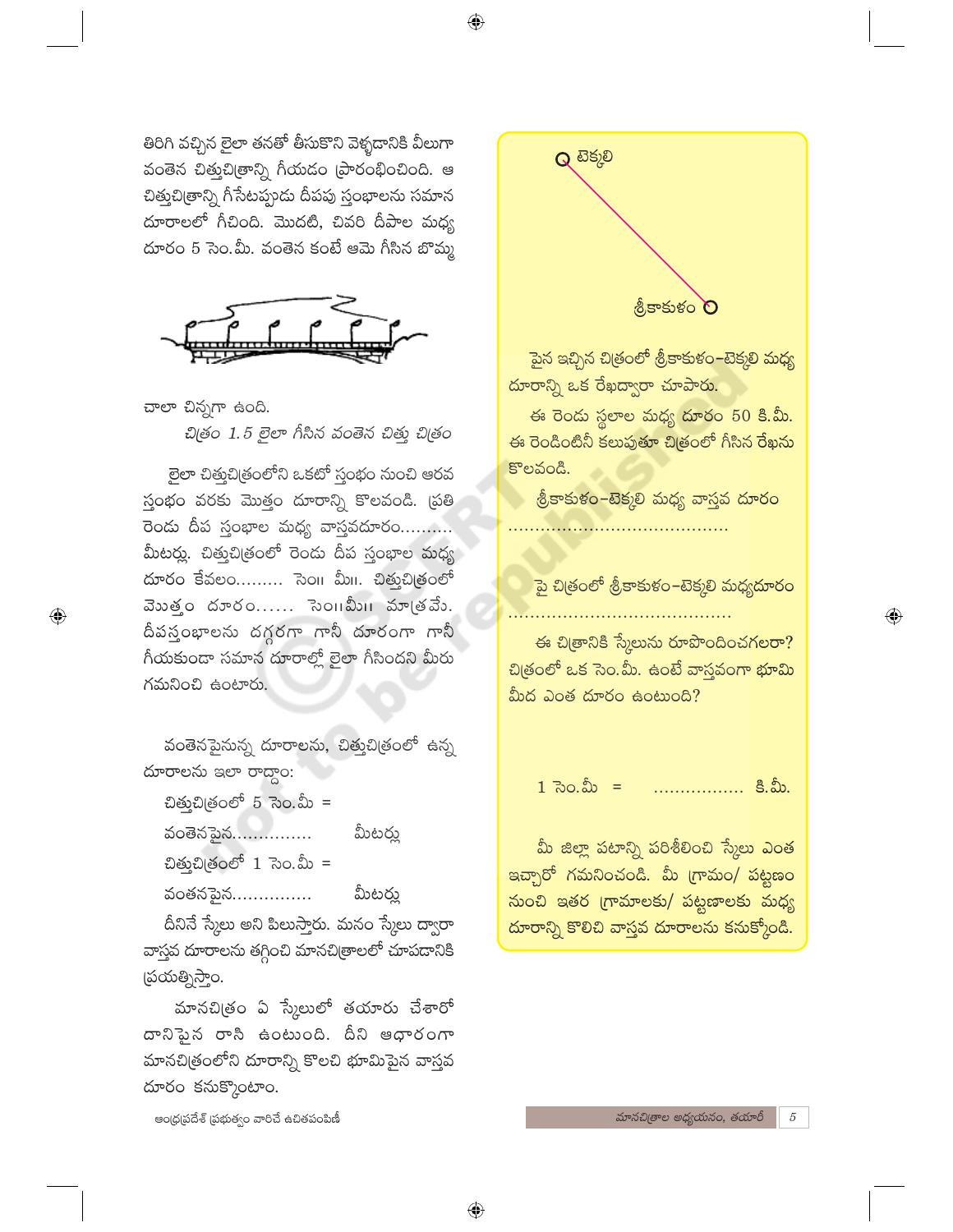తిరిగి వచ్చిన లైలా తనతో తీసుకొని వెళ్ళడానికి వీలుగా వంతెన చిత్తుచిత్రాన్ని గీయడం ప్రారంభించింది. ఆ చిత్తుచిత్రాన్ని గీసేటప్పుడు దీపపు స్తంభాలను సమాన దూరాలలో గీచింది. మొదటి, చివరి దీపాల మధ్య దూరం 5 సెం.మీ. వంతెన కంటే ఆమె గీసిన బొమ్మ చాలా చిన్నగా ఉంది.

*చిత్రం 1.5 లైలా గీసిన వంతెన చిత్తు చిత్రం*

లైలా చిత్తుచిత్రంలోని ఒకటో స్తంభం నుంచి ఆరవ స్తంభం వరకు మొత్తం దూరాన్ని కొలవండి. ప్రతి రెండు దీప స్తంభాల మధ్య వాస్తవదూరం.......... మీటర్లు. చిత్తుచిత్రంలో రెండు దీప స్తంభాల మధ్య దూరం కేవలం......... సెం॥ మీ॥. చిత్తుచిత్రంలో మొత్తం దూరం...... సెం॥మీ॥ మాత్రమే. దీపస్తంభాలను దగ్గరగా గానీ దూరంగా గానీ గీయకుండా సమాన దూరాల్లో లైలా గీసిందని మీరు గమనించి ఉంటారు.

వంతెనపైనున్న దూరాలను, చిత్తుచిత్రంలో ఉన్న దూరాలను ఇలా రాద్దాం:

చిత్తుచిత్రంలో 5 సెం.మీ =
వంతెనపైన............... మీటర్లు

చిత్తుచిత్రంలో 1 సెం.మీ =
వంతనపైన............... మీటర్లు

దీనినే స్కేలు అని పిలుస్తారు. మనం స్కేలు ద్వారా వాస్తవ దూరాలను తగ్గించి మానచిత్రాలలో చూపడానికి ప్రయత్నిస్తాం.

మానచిత్రం ఏ స్కేలులో తయారు చేశారో దానిపైన రాసి ఉంటుంది. దీని ఆధారంగా మానచిత్రంలోని దూరాన్ని కొలచి భూమిపైన వాస్తవ దూరం కనుక్కొంటాం.

టెక్కలి

శ్రీకాకుళం

పైన ఇచ్చిన చిత్రంలో శ్రీకాకుళం–టెక్కలి మధ్య దూరాన్ని ఒక రేఖద్వారా చూపారు.

ఈ రెండు స్థలాల మధ్య దూరం 50 కి.మీ. ఈ రెండింటినీ కలుపుతూ చిత్రంలో గీసిన రేఖను కొలవండి.

శ్రీకాకుళం–టెక్కలి మధ్య వాస్తవ దూరం ........................................

పై చిత్రంలో శ్రీకాకుళం–టెక్కలి మధ్యదూరం ........................................

ఈ చిత్రానికి స్కేలును రూపొందించగలరా? చిత్రంలో ఒక సెం.మీ. ఉంటే వాస్తవంగా భూమి మీద ఎంత దూరం ఉంటుంది?

1 సెం.మీ = ................. కి.మీ.

మీ జిల్లా పటాన్ని పరిశీలించి స్కేలు ఎంత ఇచ్చారో గమనించండి. మీ గ్రామం/ పట్టణం నుంచి ఇతర గ్రామాలకు/ పట్టణాలకు మధ్య దూరాన్ని కొలిచి వాస్తవ దూరాలను కనుక్కోండి.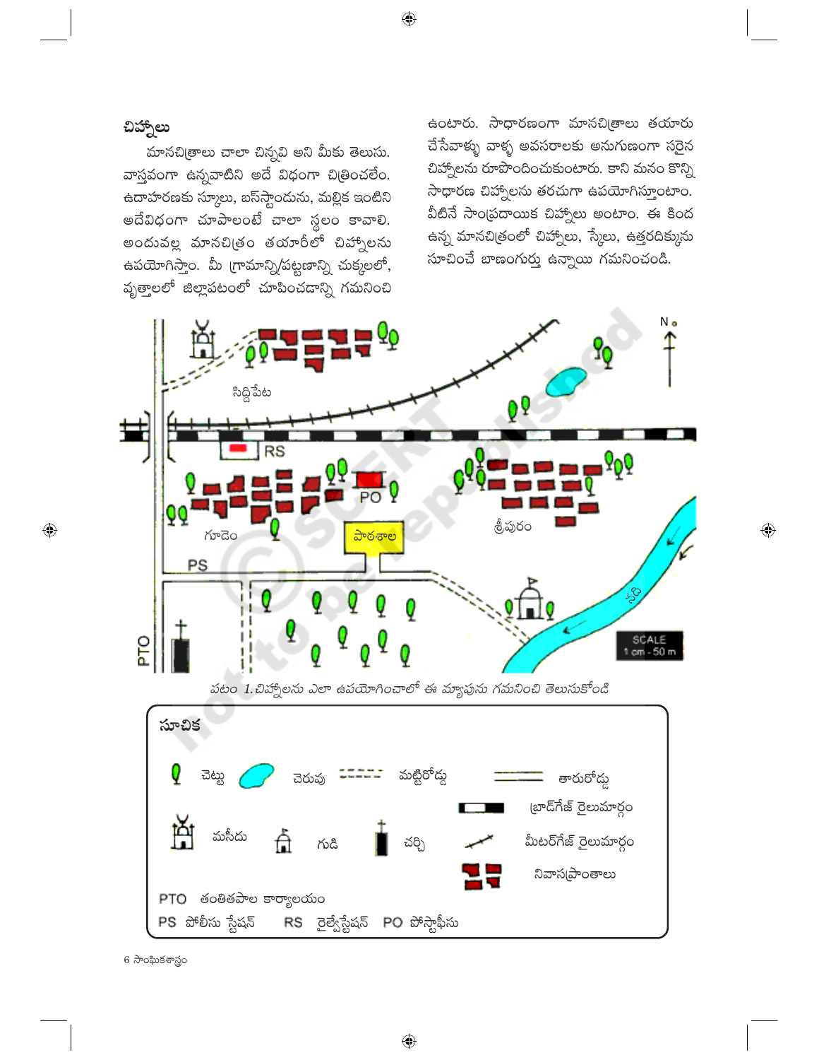## చిహ్నాలు

మానచిత్రాలు చాలా చిన్నవి అని మీకు తెలుసు. వాస్తవంగా ఉన్నవాటిని అదే విధంగా చిత్రించలేం. ఉదాహరణకు స్కూలు, బస్టాండును, మల్లిక ఇంటిని అదేవిధంగా చూపాలంటే చాలా స్థలం కావాలి. అందువల్ల మానచిత్రం తయారీలో చిహ్నాలను ఉపయోగిస్తాం. మీ గ్రామాన్ని/పట్టణాన్ని చుక్కలలో, వృత్తాలలో జిల్లాపటంలో చూపించడాన్ని గమనించి ఉంటారు. సాధారణంగా మానచిత్రాలు తయారు చేసేవాళ్ళు వాళ్ళ అవసరాలకు అనుగుణంగా సరైన చిహ్నాలను రూపొందించుకుంటారు. కాని మనం కొన్ని సాధారణ చిహ్నాలను తరచుగా ఉపయోగిస్తుంటాం. వీటినే సాంప్రదాయిక చిహ్నాలు అంటాం. ఈ కింద ఉన్న మానచిత్రంలో చిహ్నాలు, స్కేలు, ఉత్తరదిక్కును సూచించే బాణంగుర్తు ఉన్నాయి గమనించండి.

పటం 1. చిహ్నాలను ఎలా ఉపయోగించాలో ఈ మ్యాపును గమనించి తెలుసుకోండి

**సూచిక**

- చెట్టు
- చెరువు
- మట్టిరోడ్డు
- తారురోడ్డు
- బ్రాడ్‌గేజ్ రైలుమార్గం
- మీటర్‌గేజ్ రైలుమార్గం
- మసీదు
- గుడి
- చర్చి
- నివాసప్రాంతాలు

PTO తంతితపాల కార్యాలయం

PS పోలీసు స్టేషన్   RS రైల్వేస్టేషన్   PO పోస్టాఫీసు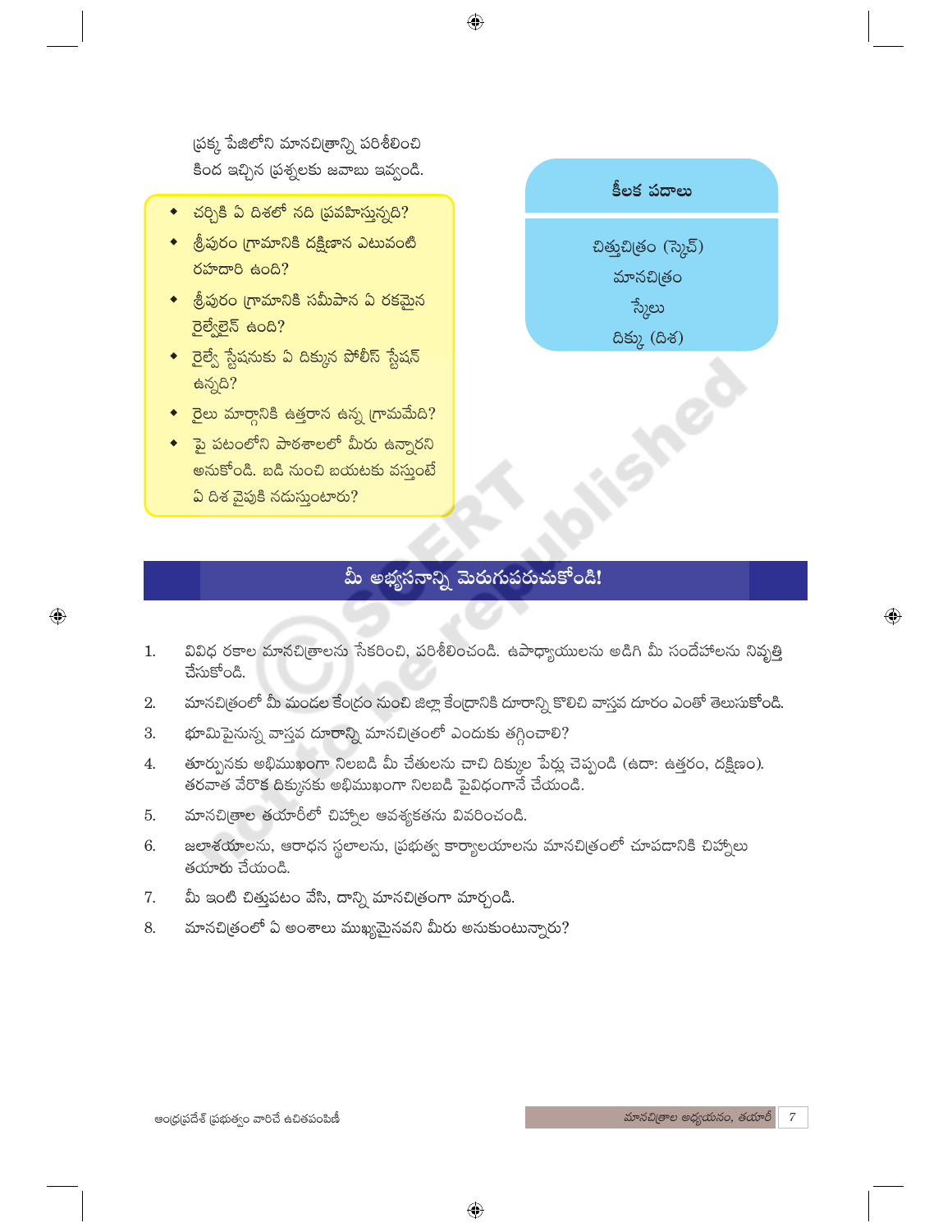ప్రక్క పేజిలోని మానచిత్రాన్ని పరిశీలించి కింద ఇచ్చిన ప్రశ్నలకు జవాబు ఇవ్వండి.

- చర్చికి ఏ దిశలో నది ప్రవహిస్తున్నది?
- శ్రీపురం గ్రామానికి దక్షిణాన ఎటువంటి రహదారి ఉంది?
- శ్రీపురం గ్రామానికి సమీపాన ఏ రకమైన రైల్వేలైన్ ఉంది?
- రైల్వే స్టేషనుకు ఏ దిక్కున పోలీస్ స్టేషన్ ఉన్నది?
- రైలు మార్గానికి ఉత్తరాన ఉన్న గ్రామమేది?
- పై పటంలోని పాఠశాలలో మీరు ఉన్నారని అనుకోండి. బడి నుంచి బయటకు వస్తుంటే ఏ దిశ వైపుకి నడుస్తుంటారు?

**కీలక పదాలు**

చిత్తుచిత్రం (స్కెచ్)
మానచిత్రం
స్కేలు
దిక్కు (దిశ)

## మీ అభ్యసనాన్ని మెరుగుపరుచుకోండి!

1. వివిధ రకాల మానచిత్రాలను సేకరించి, పరిశీలించండి. ఉపాధ్యాయులను అడిగి మీ సందేహాలను నివృత్తి చేసుకోండి.
2. మానచిత్రంలో మీ మండల కేంద్రం నుంచి జిల్లా కేంద్రానికి దూరాన్ని కొలిచి వాస్తవ దూరం ఎంతో తెలుసుకోండి.
3. భూమిపైనున్న వాస్తవ దూరాన్ని మానచిత్రంలో ఎందుకు తగ్గించాలి?
4. తూర్పునకు అభిముఖంగా నిలబడి మీ చేతులను చాచి దిక్కుల పేర్లు చెప్పండి (ఉదా: ఉత్తరం, దక్షిణం). తరవాత వేరొక దిక్కునకు అభిముఖంగా నిలబడి పైవిధంగానే చేయండి.
5. మానచిత్రాల తయారీలో చిహ్నాల ఆవశ్యకతను వివరించండి.
6. జలాశయాలను, ఆరాధన స్థలాలను, ప్రభుత్వ కార్యాలయాలను మానచిత్రంలో చూపడానికి చిహ్నాలు తయారు చేయండి.
7. మీ ఇంటి చిత్తుపటం వేసి, దాన్ని మానచిత్రంగా మార్చండి.
8. మానచిత్రంలో ఏ అంశాలు ముఖ్యమైనవని మీరు అనుకుంటున్నారు?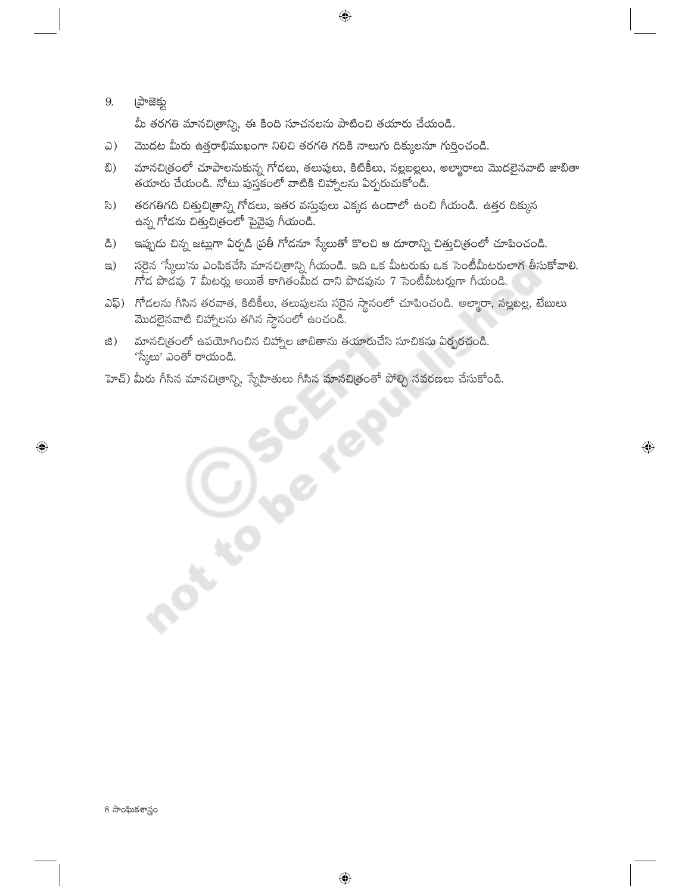9. ప్రాజెక్టు

మీ తరగతి మానచిత్రాన్ని, ఈ కింది సూచనలను పాటించి తయారు చేయండి.

ఎ) మొదట మీరు ఉత్తరాభిముఖంగా నిలిచి తరగతి గదికి నాలుగు దిక్కులనూ గుర్తించండి.

బి) మానచిత్రంలో చూపాలనుకున్న గోడలు, తలుపులు, కిటికీలు, నల్లబల్లలు, అల్మారాలు మొదలైనవాటి జాబితా తయారు చేయండి. నోటు పుస్తకంలో వాటికి చిహ్నాలను ఏర్పరుచుకోండి.

సి) తరగతిగది చిత్తుచిత్రాన్ని గోడలు, ఇతర వస్తువులు ఎక్కడ ఉండాలో ఉంచి గీయండి. ఉత్తర దిక్కున ఉన్న గోడను చిత్తుచిత్రంలో పైవైపు గీయండి.

డి) ఇప్పుడు చిన్న జట్లుగా ఏర్పడి ప్రతీ గోడనూ స్కేలుతో కొలచి ఆ దూరాన్ని చిత్తుచిత్రంలో చూపించండి.

ఇ) సరైన 'స్కేలు'ను ఎంపికచేసి మానచిత్రాన్ని గీయండి. ఇది ఒక మీటరుకు ఒక సెంటీమీటరులాగ తీసుకోవాలి. గోడ పొడవు 7 మీటర్లు అయితే కాగితంమీద దాని పొడవును 7 సెంటీమీటర్లుగా గీయండి.

ఎఫ్) గోడలను గీసిన తరవాత, కిటికీలు, తలుపులను సరైన స్థానంలో చూపించండి. అల్మారా, నల్లబల్ల, టేబులు మొదలైనవాటి చిహ్నాలను తగిన స్థానంలో ఉంచండి.

జి) మానచిత్రంలో ఉపయోగించిన చిహ్నాల జాబితాను తయారుచేసి సూచికను ఏర్పరచండి. 'స్కేలు' ఎంతో రాయండి.

హెచ్) మీరు గీసిన మానచిత్రాన్ని, స్నేహితులు గీసిన మానచిత్రంతో పోల్చి సవరణలు చేసుకోండి.